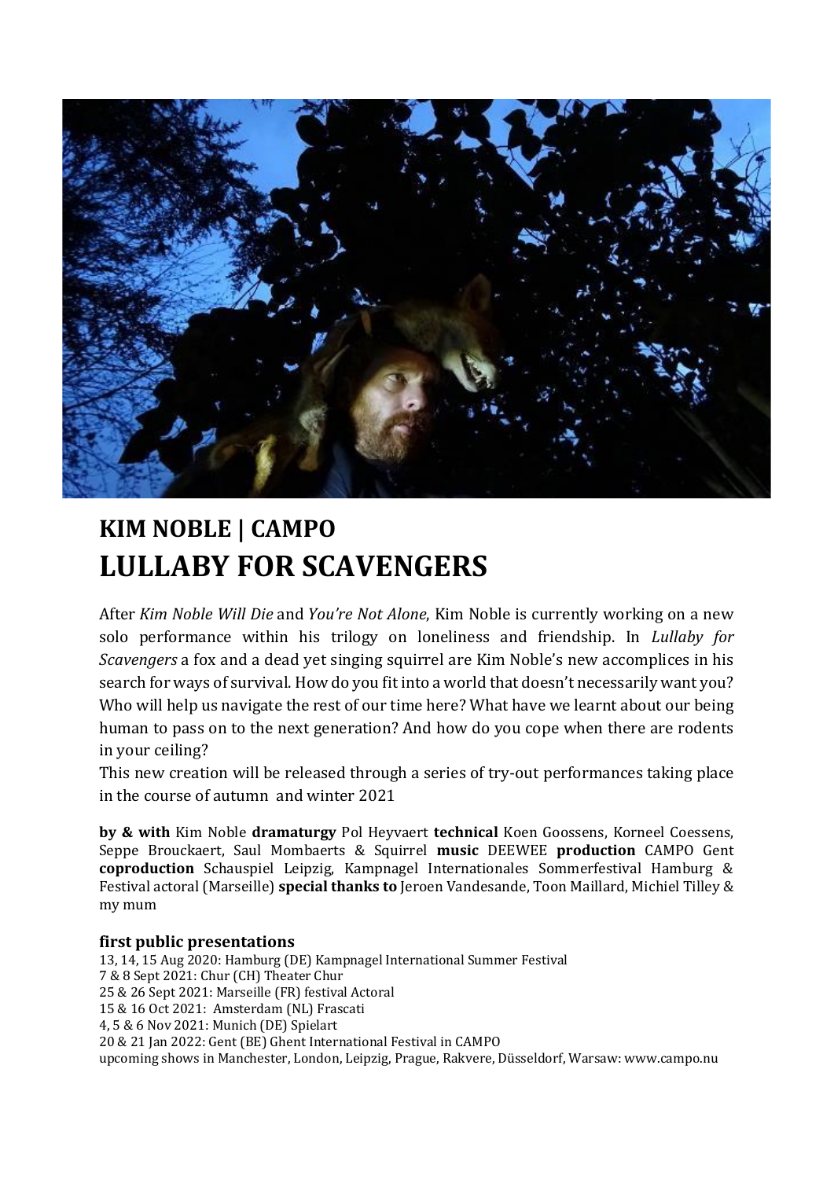# KIM NOBLE | CAMPO

# LULLABY FOR SCAVENGERS

After *Kim Noble Will Die* and *You're Not Alone*, Kim Noble is currently working on a new solo performance within his trilogy on loneliness and friendship. In *Lullaby for Scavengers* a fox and a dead yet singing squirrel are Kim Noble's new accomplices in his search for ways of survival. How do you fit into a world that doesn't necessarily want you? Who will help us navigate the rest of our time here? What have we learnt about our being human to pass on to the next generation? And how do you cope when there are rodents in your ceiling?
This new creation will be released through a series of try-out performances taking place in the course of autumn and winter 2021

**by & with** Kim Noble **dramaturgy** Pol Heyvaert **technical** Koen Goossens, Korneel Coessens, Seppe Brouckaert, Saul Mombaerts & Squirrel **music** DEEWEE **production** CAMPO Gent **coproduction** Schauspiel Leipzig, Kampnagel Internationales Sommerfestival Hamburg & Festival actoral (Marseille) **special thanks to** Jeroen Vandesande, Toon Maillard, Michiel Tilley & my mum

### first public presentations

13, 14, 15 Aug 2020: Hamburg (DE) Kampnagel International Summer Festival
7 & 8 Sept 2021: Chur (CH) Theater Chur
25 & 26 Sept 2021: Marseille (FR) festival Actoral
15 & 16 Oct 2021: Amsterdam (NL) Frascati
4, 5 & 6 Nov 2021: Munich (DE) Spielart
20 & 21 Jan 2022: Gent (BE) Ghent International Festival in CAMPO
upcoming shows in Manchester, London, Leipzig, Prague, Rakvere, Düsseldorf, Warsaw: www.campo.nu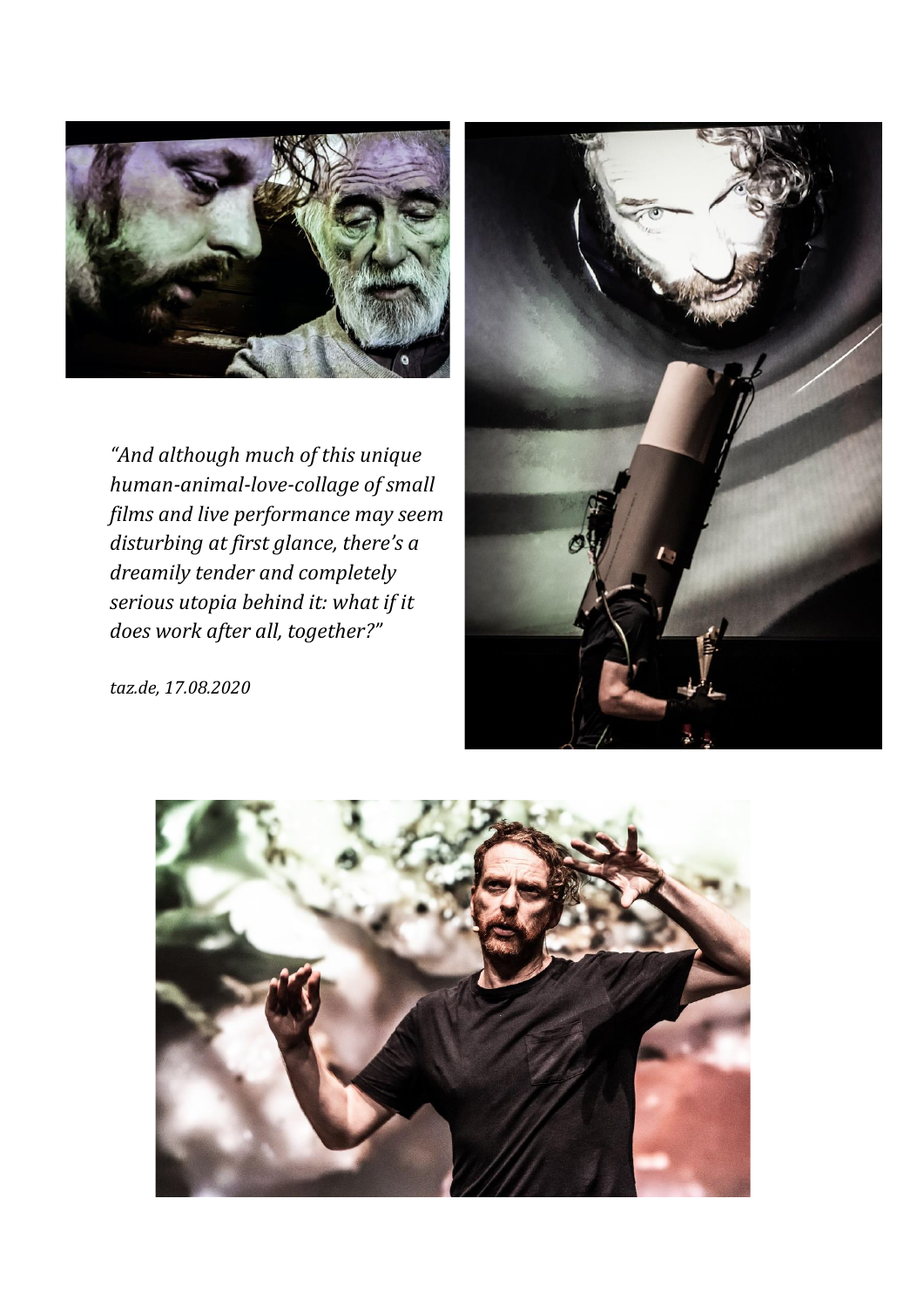*"And although much of this unique human-animal-love-collage of small films and live performance may seem disturbing at first glance, there's a dreamily tender and completely serious utopia behind it: what if it does work after all, together?"*

*taz.de, 17.08.2020*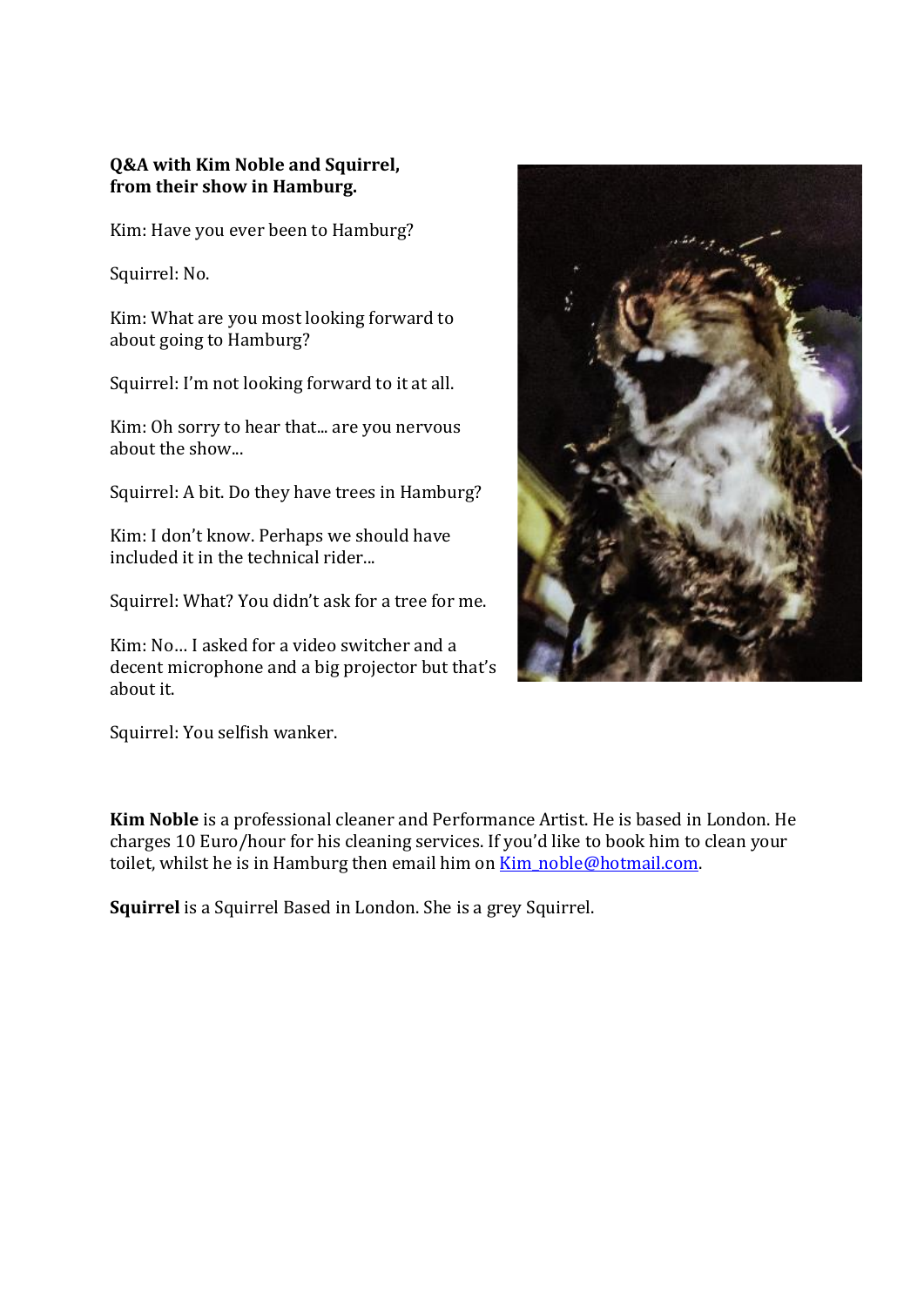**Q&A with Kim Noble and Squirrel, from their show in Hamburg.**

Kim: Have you ever been to Hamburg?

Squirrel: No.

Kim: What are you most looking forward to about going to Hamburg?

Squirrel: I'm not looking forward to it at all.

Kim: Oh sorry to hear that... are you nervous about the show...

Squirrel: A bit. Do they have trees in Hamburg?

Kim: I don't know. Perhaps we should have included it in the technical rider...

Squirrel: What? You didn't ask for a tree for me.

Kim: No… I asked for a video switcher and a decent microphone and a big projector but that's about it.

Squirrel: You selfish wanker.

**Kim Noble** is a professional cleaner and Performance Artist. He is based in London. He charges 10 Euro/hour for his cleaning services. If you'd like to book him to clean your toilet, whilst he is in Hamburg then email him on Kim_noble@hotmail.com.

**Squirrel** is a Squirrel Based in London. She is a grey Squirrel.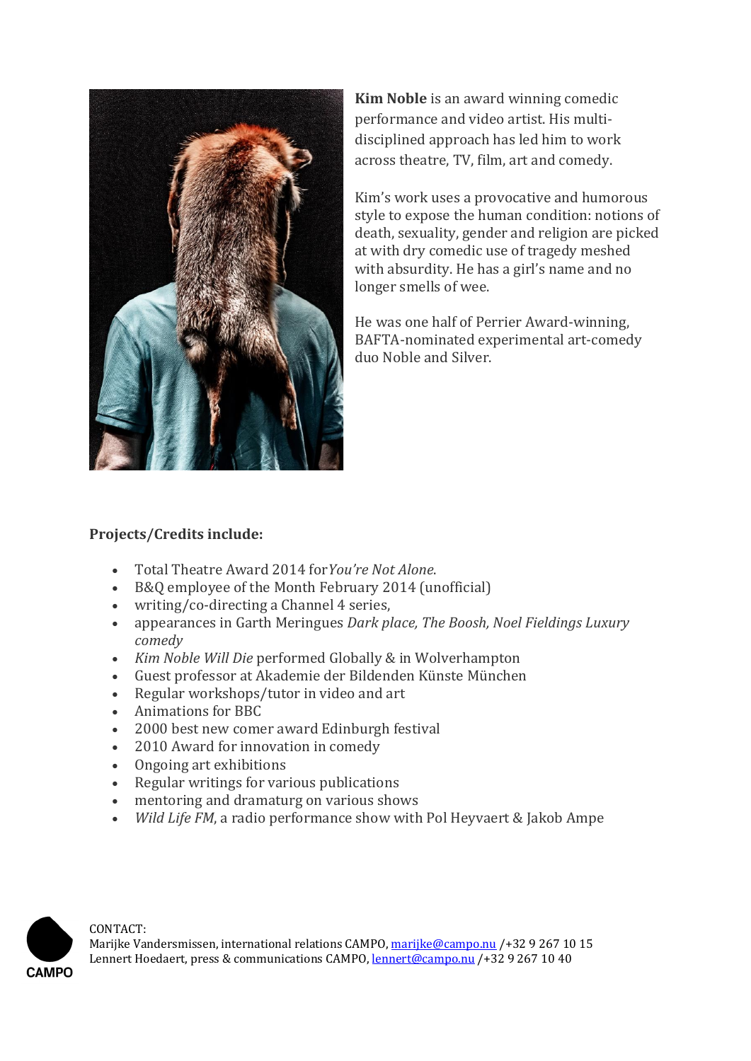**Kim Noble** is an award winning comedic performance and video artist. His multi-disciplined approach has led him to work across theatre, TV, film, art and comedy.

Kim's work uses a provocative and humorous style to expose the human condition: notions of death, sexuality, gender and religion are picked at with dry comedic use of tragedy meshed with absurdity. He has a girl's name and no longer smells of wee.

He was one half of Perrier Award-winning, BAFTA-nominated experimental art-comedy duo Noble and Silver.

**Projects/Credits include:**

- Total Theatre Award 2014 for *You're Not Alone*.
- B&Q employee of the Month February 2014 (unofficial)
- writing/co-directing a Channel 4 series,
- appearances in Garth Meringues *Dark place, The Boosh, Noel Fieldings Luxury comedy*
- *Kim Noble Will Die* performed Globally & in Wolverhampton
- Guest professor at Akademie der Bildenden Künste München
- Regular workshops/tutor in video and art
- Animations for BBC
- 2000 best new comer award Edinburgh festival
- 2010 Award for innovation in comedy
- Ongoing art exhibitions
- Regular writings for various publications
- mentoring and dramaturg on various shows
- *Wild Life FM*, a radio performance show with Pol Heyvaert & Jakob Ampe

CAMPO

CONTACT:
Marijke Vandersmissen, international relations CAMPO, marijke@campo.nu /+32 9 267 10 15
Lennert Hoedaert, press & communications CAMPO, lennert@campo.nu /+32 9 267 10 40